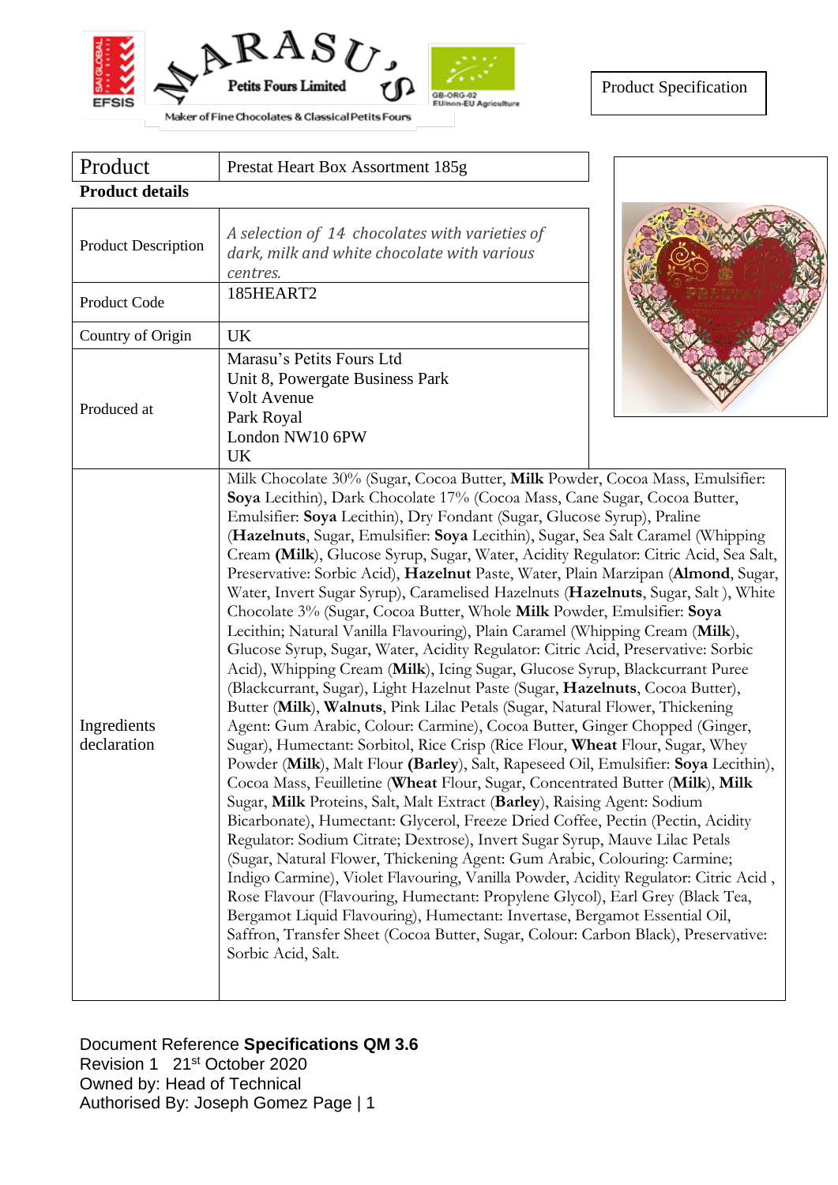Marasu's Petits Fours Limited

Maker of Fine Chocolates & Classical Petits Fours

Product Specification

| Product | Prestat Heart Box Assortment 185g |
|---|---|

**Product details**

| | |
|---|---|
| Product Description | *A selection of 14 chocolates with varieties of dark, milk and white chocolate with various centres.* |
| Product Code | 185HEART2 |
| Country of Origin | UK |
| Produced at | Marasu's Petits Fours Ltd<br>Unit 8, Powergate Business Park<br>Volt Avenue<br>Park Royal<br>London NW10 6PW<br>UK |
| Ingredients declaration | Milk Chocolate 30% (Sugar, Cocoa Butter, **Milk** Powder, Cocoa Mass, Emulsifier: **Soya** Lecithin), Dark Chocolate 17% (Cocoa Mass, Cane Sugar, Cocoa Butter, Emulsifier: **Soya** Lecithin), Dry Fondant (Sugar, Glucose Syrup), Praline (**Hazelnuts**, Sugar, Emulsifier: **Soya** Lecithin), Sugar, Sea Salt Caramel (Whipping Cream **(Milk**), Glucose Syrup, Sugar, Water, Acidity Regulator: Citric Acid, Sea Salt, Preservative: Sorbic Acid), **Hazelnut** Paste, Water, Plain Marzipan (**Almond**, Sugar, Water, Invert Sugar Syrup), Caramelised Hazelnuts (**Hazelnuts**, Sugar, Salt ), White Chocolate 3% (Sugar, Cocoa Butter, Whole **Milk** Powder, Emulsifier: **Soya** Lecithin; Natural Vanilla Flavouring), Plain Caramel (Whipping Cream (**Milk**), Glucose Syrup, Sugar, Water, Acidity Regulator: Citric Acid, Preservative: Sorbic Acid), Whipping Cream (**Milk**), Icing Sugar, Glucose Syrup, Blackcurrant Puree (Blackcurrant, Sugar), Light Hazelnut Paste (Sugar, **Hazelnuts**, Cocoa Butter), Butter (**Milk**), **Walnuts**, Pink Lilac Petals (Sugar, Natural Flower, Thickening Agent: Gum Arabic, Colour: Carmine), Cocoa Butter, Ginger Chopped (Ginger, Sugar), Humectant: Sorbitol, Rice Crisp (Rice Flour, **Wheat** Flour, Sugar, Whey Powder (**Milk**), Malt Flour **(Barley**), Salt, Rapeseed Oil, Emulsifier: **Soya** Lecithin), Cocoa Mass, Feuilletine (**Wheat** Flour, Sugar, Concentrated Butter (**Milk**), **Milk** Sugar, **Milk** Proteins, Salt, Malt Extract (**Barley**), Raising Agent: Sodium Bicarbonate), Humectant: Glycerol, Freeze Dried Coffee, Pectin (Pectin, Acidity Regulator: Sodium Citrate; Dextrose), Invert Sugar Syrup, Mauve Lilac Petals (Sugar, Natural Flower, Thickening Agent: Gum Arabic, Colouring: Carmine; Indigo Carmine), Violet Flavouring, Vanilla Powder, Acidity Regulator: Citric Acid , Rose Flavour (Flavouring, Humectant: Propylene Glycol), Earl Grey (Black Tea, Bergamot Liquid Flavouring), Humectant: Invertase, Bergamot Essential Oil, Saffron, Transfer Sheet (Cocoa Butter, Sugar, Colour: Carbon Black), Preservative: Sorbic Acid, Salt. |

Document Reference **Specifications QM 3.6**
Revision 1 21st October 2020
Owned by: Head of Technical
Authorised By: Joseph Gomez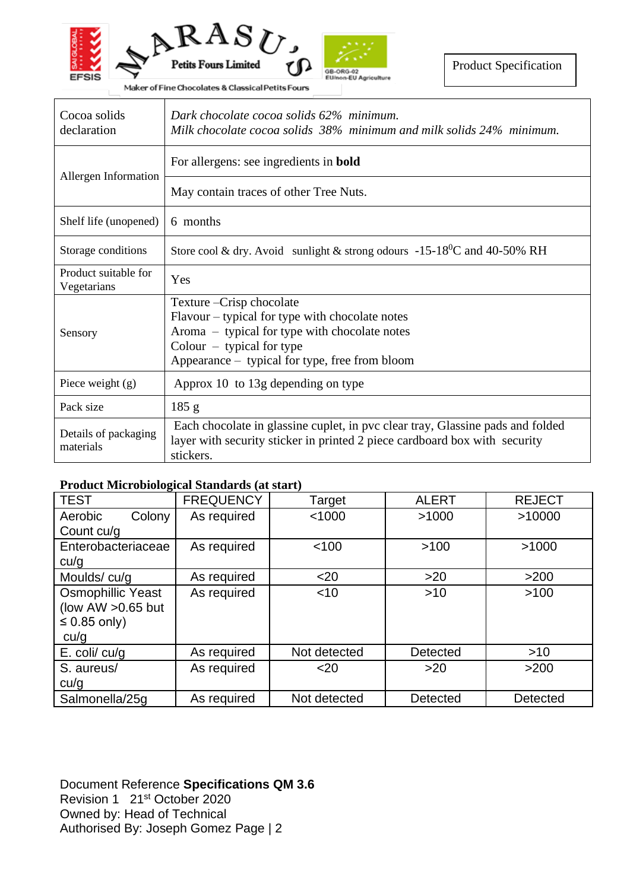Marasu's Petits Fours Limited

Maker of Fine Chocolates & Classical Petits Fours

GB-ORG-02
EU/non-EU Agriculture

Product Specification

| | |
|---|---|
| Cocoa solids declaration | *Dark chocolate cocoa solids 62% minimum.*<br>*Milk chocolate cocoa solids 38% minimum and milk solids 24% minimum.* |
| Allergen Information | For allergens: see ingredients in **bold** |
| | May contain traces of other Tree Nuts. |
| Shelf life (unopened) | 6 months |
| Storage conditions | Store cool & dry. Avoid sunlight & strong odours -15-18$^{0}$C and 40-50% RH |
| Product suitable for Vegetarians | Yes |
| Sensory | Texture –Crisp chocolate<br>Flavour – typical for type with chocolate notes<br>Aroma – typical for type with chocolate notes<br>Colour – typical for type<br>Appearance – typical for type, free from bloom |
| Piece weight (g) | Approx 10 to 13g depending on type |
| Pack size | 185 g |
| Details of packaging materials | Each chocolate in glassine cuplet, in pvc clear tray, Glassine pads and folded layer with security sticker in printed 2 piece cardboard box with security stickers. |

**Product Microbiological Standards (at start)**

| TEST | FREQUENCY | Target | ALERT | REJECT |
|---|---|---|---|---|
| Aerobic Colony Count cu/g | As required | <1000 | >1000 | >10000 |
| Enterobacteriaceae cu/g | As required | <100 | >100 | >1000 |
| Moulds/ cu/g | As required | <20 | >20 | >200 |
| Osmophillic Yeast (low AW >0.65 but ≤ 0.85 only) cu/g | As required | <10 | >10 | >100 |
| E. coli/ cu/g | As required | Not detected | Detected | >10 |
| S. aureus/ cu/g | As required | <20 | >20 | >200 |
| Salmonella/25g | As required | Not detected | Detected | Detected |

Document Reference **Specifications QM 3.6**
Revision 1 21st October 2020
Owned by: Head of Technical
Authorised By: Joseph Gomez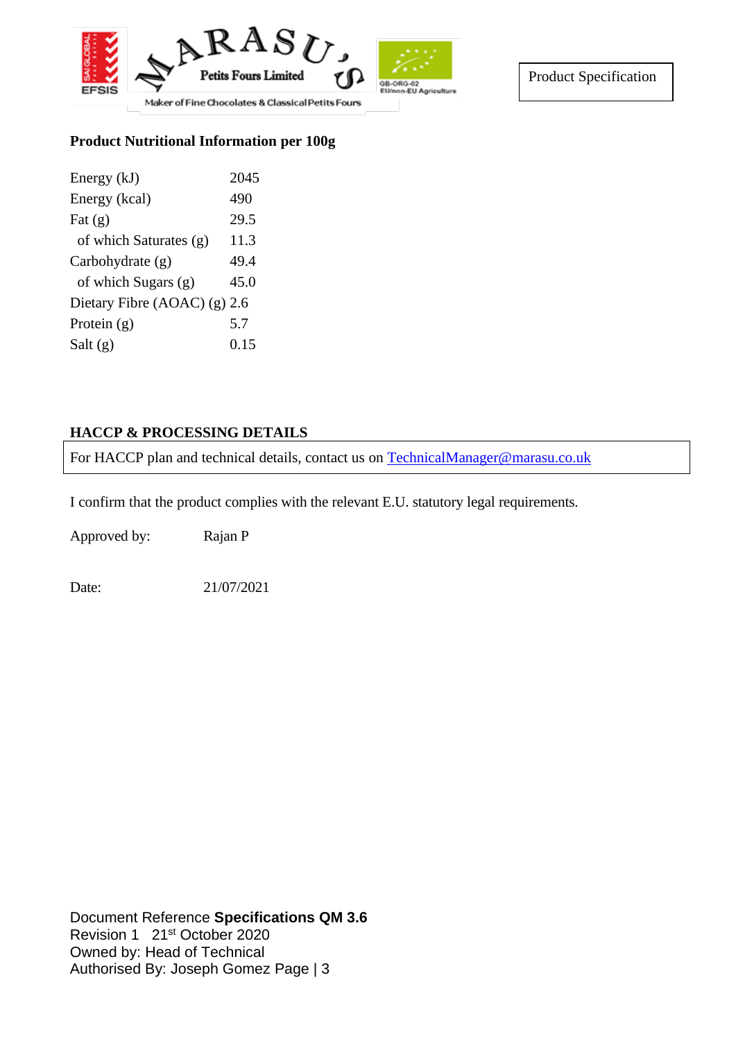## Product Nutritional Information per 100g

| | |
|---|---|
| Energy (kJ) | 2045 |
| Energy (kcal) | 490 |
| Fat (g) | 29.5 |
| of which Saturates (g) | 11.3 |
| Carbohydrate (g) | 49.4 |
| of which Sugars (g) | 45.0 |
| Dietary Fibre (AOAC) (g) | 2.6 |
| Protein (g) | 5.7 |
| Salt (g) | 0.15 |

## HACCP & PROCESSING DETAILS

For HACCP plan and technical details, contact us on TechnicalManager@marasu.co.uk

I confirm that the product complies with the relevant E.U. statutory legal requirements.

Approved by: Rajan P

Date: 21/07/2021